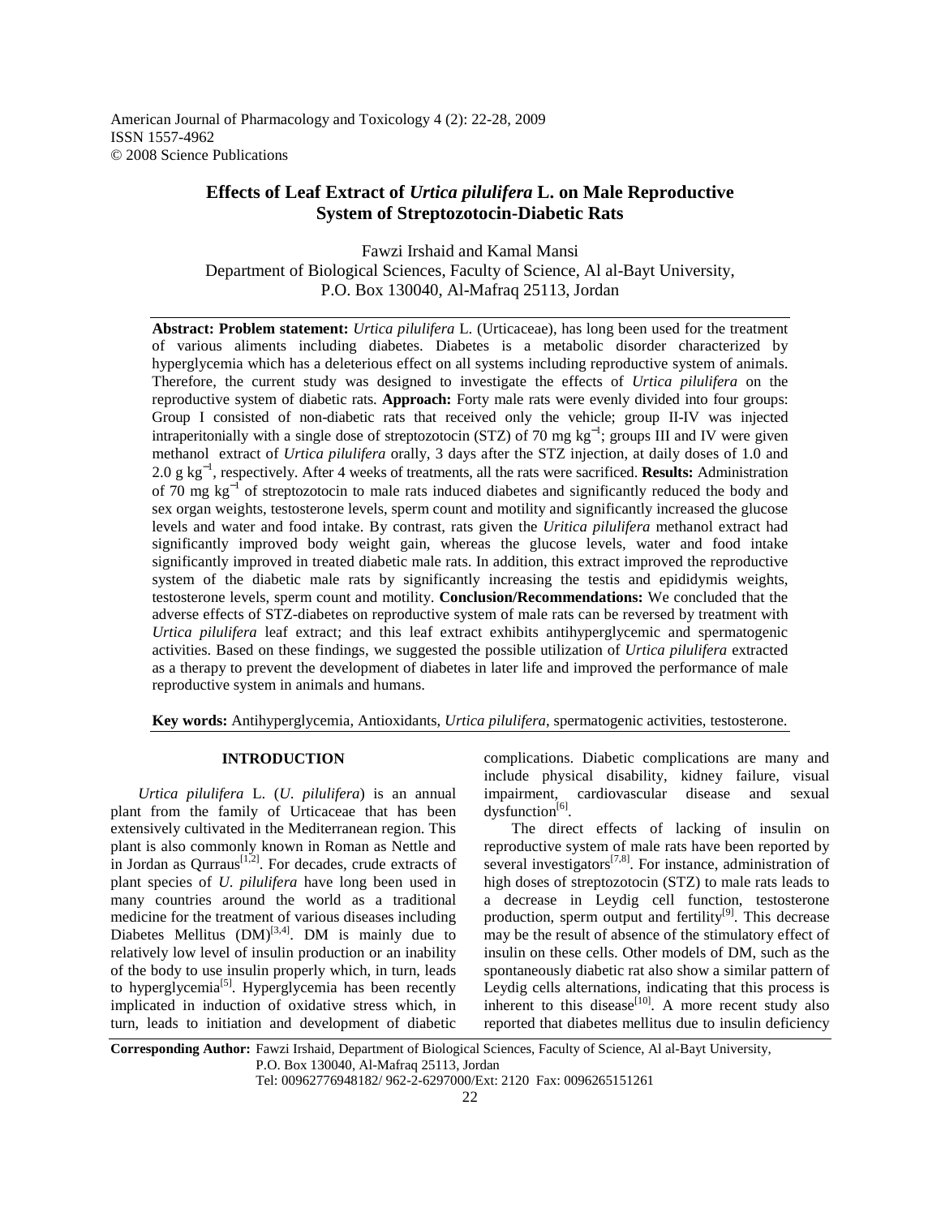American Journal of Pharmacology and Toxicology 4 (2): 22-28, 2009
ISSN 1557-4962
© 2008 Science Publications

# Effects of Leaf Extract of *Urtica pilulifera* L. on Male Reproductive System of Streptozotocin-Diabetic Rats

Fawzi Irshaid and Kamal Mansi
Department of Biological Sciences, Faculty of Science, Al al-Bayt University,
P.O. Box 130040, Al-Mafraq 25113, Jordan

**Abstract: Problem statement:** *Urtica pilulifera* L. (Urticaceae), has long been used for the treatment of various aliments including diabetes. Diabetes is a metabolic disorder characterized by hyperglycemia which has a deleterious effect on all systems including reproductive system of animals. Therefore, the current study was designed to investigate the effects of *Urtica pilulifera* on the reproductive system of diabetic rats. **Approach:** Forty male rats were evenly divided into four groups: Group I consisted of non-diabetic rats that received only the vehicle; group II-IV was injected intraperitonially with a single dose of streptozotocin (STZ) of 70 mg $kg^{-1}$; groups III and IV were given methanol extract of *Urtica pilulifera* orally, 3 days after the STZ injection, at daily doses of 1.0 and 2.0 g $kg^{-1}$, respectively. After 4 weeks of treatments, all the rats were sacrificed. **Results:** Administration of 70 mg $kg^{-1}$ of streptozotocin to male rats induced diabetes and significantly reduced the body and sex organ weights, testosterone levels, sperm count and motility and significantly increased the glucose levels and water and food intake. By contrast, rats given the *Uritica pilulifera* methanol extract had significantly improved body weight gain, whereas the glucose levels, water and food intake significantly improved in treated diabetic male rats. In addition, this extract improved the reproductive system of the diabetic male rats by significantly increasing the testis and epididymis weights, testosterone levels, sperm count and motility. **Conclusion/Recommendations:** We concluded that the adverse effects of STZ-diabetes on reproductive system of male rats can be reversed by treatment with *Urtica pilulifera* leaf extract; and this leaf extract exhibits antihyperglycemic and spermatogenic activities. Based on these findings, we suggested the possible utilization of *Urtica pilulifera* extracted as a therapy to prevent the development of diabetes in later life and improved the performance of male reproductive system in animals and humans.

**Key words:** Antihyperglycemia, Antioxidants, *Urtica pilulifera*, spermatogenic activities, testosterone.

## INTRODUCTION

*Urtica pilulifera* L. (*U. pilulifera*) is an annual plant from the family of Urticaceae that has been extensively cultivated in the Mediterranean region. This plant is also commonly known in Roman as Nettle and in Jordan as Qurraus[1,2]. For decades, crude extracts of plant species of *U. pilulifera* have long been used in many countries around the world as a traditional medicine for the treatment of various diseases including Diabetes Mellitus (DM)[3,4]. DM is mainly due to relatively low level of insulin production or an inability of the body to use insulin properly which, in turn, leads to hyperglycemia[5]. Hyperglycemia has been recently implicated in induction of oxidative stress which, in turn, leads to initiation and development of diabetic complications. Diabetic complications are many and include physical disability, kidney failure, visual impairment, cardiovascular disease and sexual dysfunction[6].

The direct effects of lacking of insulin on reproductive system of male rats have been reported by several investigators[7,8]. For instance, administration of high doses of streptozotocin (STZ) to male rats leads to a decrease in Leydig cell function, testosterone production, sperm output and fertility[9]. This decrease may be the result of absence of the stimulatory effect of insulin on these cells. Other models of DM, such as the spontaneously diabetic rat also show a similar pattern of Leydig cells alternations, indicating that this process is inherent to this disease[10]. A more recent study also reported that diabetes mellitus due to insulin deficiency

**Corresponding Author:** Fawzi Irshaid, Department of Biological Sciences, Faculty of Science, Al al-Bayt University, P.O. Box 130040, Al-Mafraq 25113, Jordan
Tel: 00962776948182/ 962-2-6297000/Ext: 2120 Fax: 0096265151261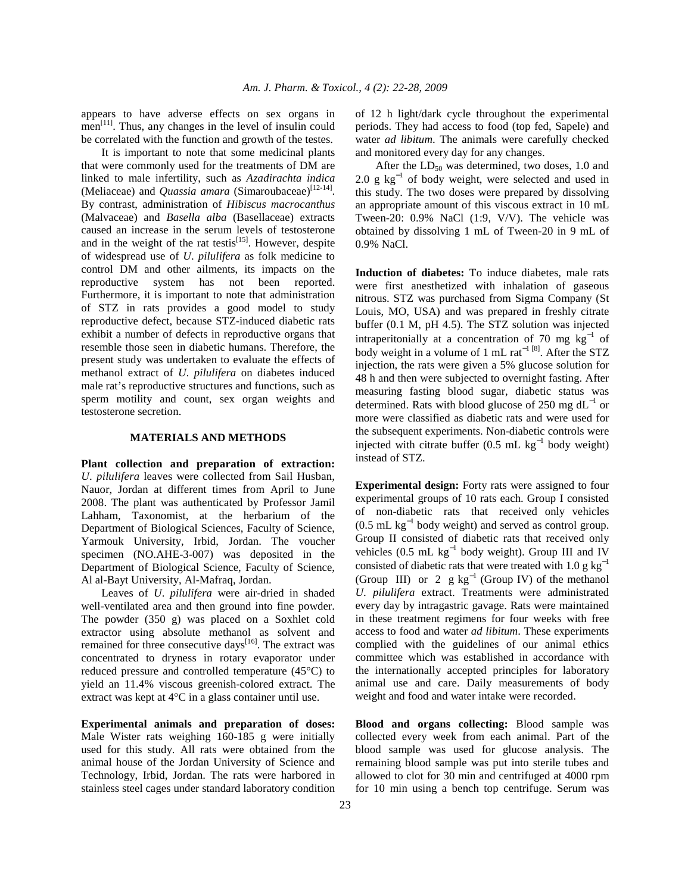appears to have adverse effects on sex organs in men[11]. Thus, any changes in the level of insulin could be correlated with the function and growth of the testes.

It is important to note that some medicinal plants that were commonly used for the treatments of DM are linked to male infertility, such as *Azadirachta indica* (Meliaceae) and *Quassia amara* (Simaroubaceae)[12-14]. By contrast, administration of *Hibiscus macrocanthus* (Malvaceae) and *Basella alba* (Basellaceae) extracts caused an increase in the serum levels of testosterone and in the weight of the rat testis[15]. However, despite of widespread use of *U. pilulifera* as folk medicine to control DM and other ailments, its impacts on the reproductive system has not been reported. Furthermore, it is important to note that administration of STZ in rats provides a good model to study reproductive defect, because STZ-induced diabetic rats exhibit a number of defects in reproductive organs that resemble those seen in diabetic humans. Therefore, the present study was undertaken to evaluate the effects of methanol extract of *U. pilulifera* on diabetes induced male rat's reproductive structures and functions, such as sperm motility and count, sex organ weights and testosterone secretion.

## MATERIALS AND METHODS

**Plant collection and preparation of extraction:** *U. pilulifera* leaves were collected from Sail Husban, Nauor, Jordan at different times from April to June 2008. The plant was authenticated by Professor Jamil Lahham, Taxonomist, at the herbarium of the Department of Biological Sciences, Faculty of Science, Yarmouk University, Irbid, Jordan. The voucher specimen (NO.AHE-3-007) was deposited in the Department of Biological Science, Faculty of Science, Al al-Bayt University, Al-Mafraq, Jordan.

Leaves of *U. pilulifera* were air-dried in shaded well-ventilated area and then ground into fine powder. The powder (350 g) was placed on a Soxhlet cold extractor using absolute methanol as solvent and remained for three consecutive days[16]. The extract was concentrated to dryness in rotary evaporator under reduced pressure and controlled temperature (45°C) to yield an 11.4% viscous greenish-colored extract. The extract was kept at 4°C in a glass container until use.

**Experimental animals and preparation of doses:** Male Wister rats weighing 160-185 g were initially used for this study. All rats were obtained from the animal house of the Jordan University of Science and Technology, Irbid, Jordan. The rats were harbored in stainless steel cages under standard laboratory condition of 12 h light/dark cycle throughout the experimental periods. They had access to food (top fed, Sapele) and water *ad libitum*. The animals were carefully checked and monitored every day for any changes.

After the $LD_{50}$ was determined, two doses, 1.0 and 2.0 g $kg^{-1}$ of body weight, were selected and used in this study. The two doses were prepared by dissolving an appropriate amount of this viscous extract in 10 mL Tween-20: 0.9% NaCl (1:9, V/V). The vehicle was obtained by dissolving 1 mL of Tween-20 in 9 mL of 0.9% NaCl.

**Induction of diabetes:** To induce diabetes, male rats were first anesthetized with inhalation of gaseous nitrous. STZ was purchased from Sigma Company (St Louis, MO, USA) and was prepared in freshly citrate buffer (0.1 M, pH 4.5). The STZ solution was injected intraperitonially at a concentration of 70 mg $kg^{-1}$ of body weight in a volume of 1 mL $rat^{-1}$ [8]. After the STZ injection, the rats were given a 5% glucose solution for 48 h and then were subjected to overnight fasting. After measuring fasting blood sugar, diabetic status was determined. Rats with blood glucose of 250 mg $dL^{-1}$ or more were classified as diabetic rats and were used for the subsequent experiments. Non-diabetic controls were injected with citrate buffer (0.5 mL $kg^{-1}$ body weight) instead of STZ.

**Experimental design:** Forty rats were assigned to four experimental groups of 10 rats each. Group I consisted of non-diabetic rats that received only vehicles (0.5 mL $kg^{-1}$ body weight) and served as control group. Group II consisted of diabetic rats that received only vehicles (0.5 mL $kg^{-1}$ body weight). Group III and IV consisted of diabetic rats that were treated with 1.0 g $kg^{-1}$ (Group III) or 2 g $kg^{-1}$ (Group IV) of the methanol *U. pilulifera* extract. Treatments were administrated every day by intragastric gavage. Rats were maintained in these treatment regimens for four weeks with free access to food and water *ad libitum*. These experiments complied with the guidelines of our animal ethics committee which was established in accordance with the internationally accepted principles for laboratory animal use and care. Daily measurements of body weight and food and water intake were recorded.

**Blood and organs collecting:** Blood sample was collected every week from each animal. Part of the blood sample was used for glucose analysis. The remaining blood sample was put into sterile tubes and allowed to clot for 30 min and centrifuged at 4000 rpm for 10 min using a bench top centrifuge. Serum was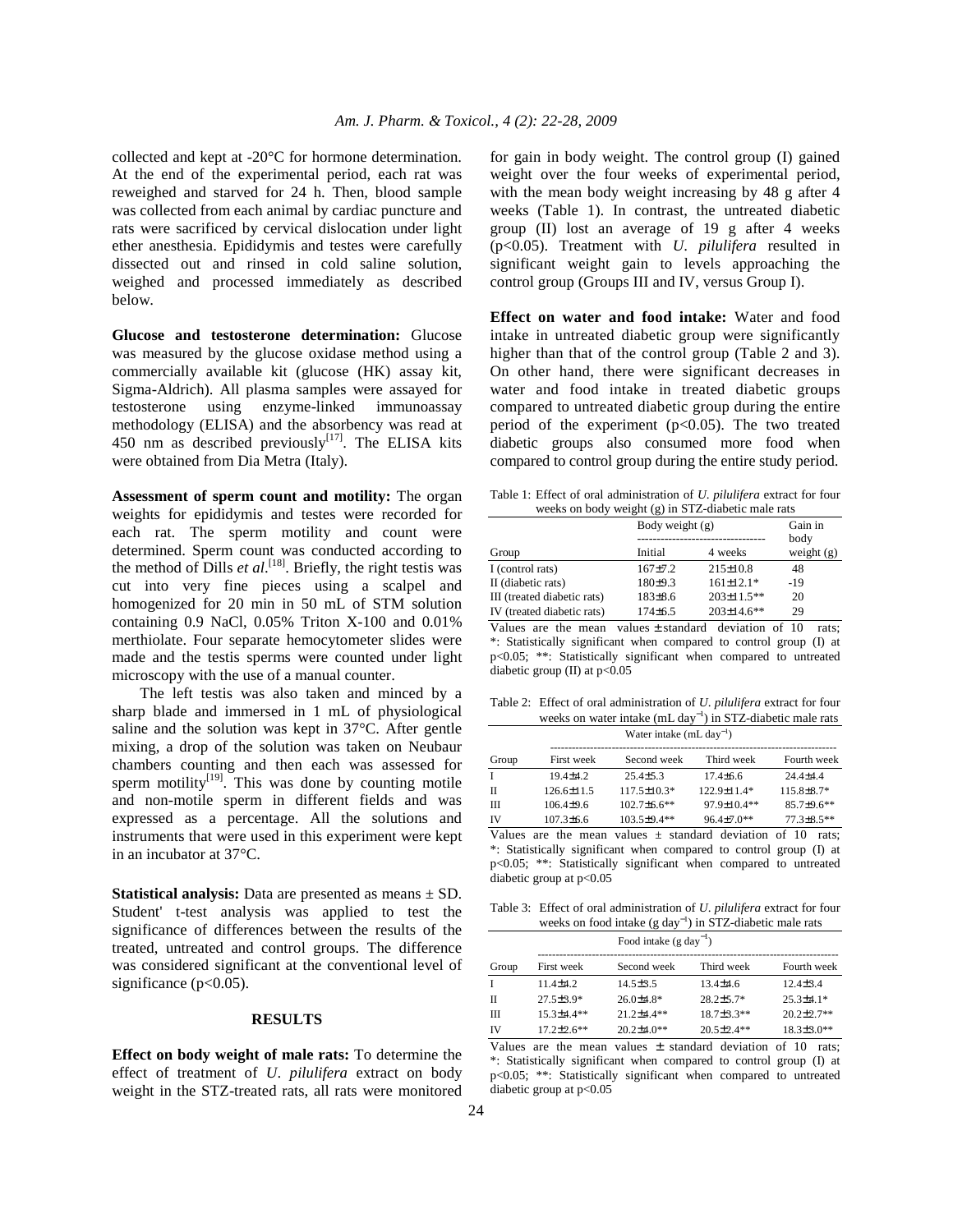collected and kept at -20°C for hormone determination. At the end of the experimental period, each rat was reweighed and starved for 24 h. Then, blood sample was collected from each animal by cardiac puncture and rats were sacrificed by cervical dislocation under light ether anesthesia. Epididymis and testes were carefully dissected out and rinsed in cold saline solution, weighed and processed immediately as described below.

**Glucose and testosterone determination:** Glucose was measured by the glucose oxidase method using a commercially available kit (glucose (HK) assay kit, Sigma-Aldrich). All plasma samples were assayed for testosterone using enzyme-linked immunoassay methodology (ELISA) and the absorbency was read at 450 nm as described previously[17]. The ELISA kits were obtained from Dia Metra (Italy).

**Assessment of sperm count and motility:** The organ weights for epididymis and testes were recorded for each rat. The sperm motility and count were determined. Sperm count was conducted according to the method of Dills *et al*.[18]. Briefly, the right testis was cut into very fine pieces using a scalpel and homogenized for 20 min in 50 mL of STM solution containing 0.9 NaCl, 0.05% Triton X-100 and 0.01% merthiolate. Four separate hemocytometer slides were made and the testis sperms were counted under light microscopy with the use of a manual counter.

The left testis was also taken and minced by a sharp blade and immersed in 1 mL of physiological saline and the solution was kept in 37°C. After gentle mixing, a drop of the solution was taken on Neubaur chambers counting and then each was assessed for sperm motility[19]. This was done by counting motile and non-motile sperm in different fields and was expressed as a percentage. All the solutions and instruments that were used in this experiment were kept in an incubator at 37°C.

**Statistical analysis:** Data are presented as means ± SD. Student' t-test analysis was applied to test the significance of differences between the results of the treated, untreated and control groups. The difference was considered significant at the conventional level of significance ($p<0.05$).

## RESULTS

**Effect on body weight of male rats:** To determine the effect of treatment of *U. pilulifera* extract on body weight in the STZ-treated rats, all rats were monitored for gain in body weight. The control group (I) gained weight over the four weeks of experimental period, with the mean body weight increasing by 48 g after 4 weeks (Table 1). In contrast, the untreated diabetic group (II) lost an average of 19 g after 4 weeks ($p<0.05$). Treatment with *U. pilulifera* resulted in significant weight gain to levels approaching the control group (Groups III and IV, versus Group I).

**Effect on water and food intake:** Water and food intake in untreated diabetic group were significantly higher than that of the control group (Table 2 and 3). On other hand, there were significant decreases in water and food intake in treated diabetic groups compared to untreated diabetic group during the entire period of the experiment ($p<0.05$). The two treated diabetic groups also consumed more food when compared to control group during the entire study period.

Table 1: Effect of oral administration of *U. pilulifera* extract for four weeks on body weight (g) in STZ-diabetic male rats

| Group | Body weight (g) | | Gain in body weight (g) |
|---|---|---|---|
| | Initial | 4 weeks | |
| I (control rats) | 167±7.2 | 215±10.8 | 48 |
| II (diabetic rats) | 180±9.3 | 161±12.1* | -19 |
| III (treated diabetic rats) | 183±8.6 | 203±11.5** | 20 |
| IV (treated diabetic rats) | 174±6.5 | 203±14.6** | 29 |

Values are the mean values ± standard deviation of 10 rats; *: Statistically significant when compared to control group (I) at $p<0.05$; **: Statistically significant when compared to untreated diabetic group (II) at $p<0.05$

Table 2: Effect of oral administration of *U. pilulifera* extract for four weeks on water intake (mL $day^{-1}$) in STZ-diabetic male rats

| Group | Water intake (mL $day^{-1}$) | | | |
|---|---|---|---|---|
| | First week | Second week | Third week | Fourth week |
| I | 19.4±4.2 | 25.4±5.3 | 17.4±6.6 | 24.4±4.4 |
| II | 126.6±11.5 | 117.5±10.3* | 122.9±11.4* | 115.8±8.7* |
| III | 106.4±9.6 | 102.7±6.6** | 97.9±10.4** | 85.7±9.6** |
| IV | 107.3±6.6 | 103.5±9.4** | 96.4±7.0** | 77.3±8.5** |

Values are the mean values ± standard deviation of 10 rats; *: Statistically significant when compared to control group (I) at $p<0.05$; **: Statistically significant when compared to untreated diabetic group at $p<0.05$

Table 3: Effect of oral administration of *U. pilulifera* extract for four weeks on food intake (g $day^{-1}$) in STZ-diabetic male rats

| Group | Food intake (g $day^{-1}$) | | | |
|---|---|---|---|---|
| | First week | Second week | Third week | Fourth week |
| I | 11.4±4.2 | 14.5±3.5 | 13.4±4.6 | 12.4±3.4 |
| II | 27.5±3.9* | 26.0±4.8* | 28.2±5.7* | 25.3±4.1* |
| III | 15.3±4.4** | 21.2±4.4** | 18.7±3.3** | 20.2±2.7** |
| IV | 17.2±2.6** | 20.2±4.0** | 20.5±2.4** | 18.3±3.0** |

Values are the mean values ± standard deviation of 10 rats; *: Statistically significant when compared to control group (I) at $p<0.05$; **: Statistically significant when compared to untreated diabetic group at $p<0.05$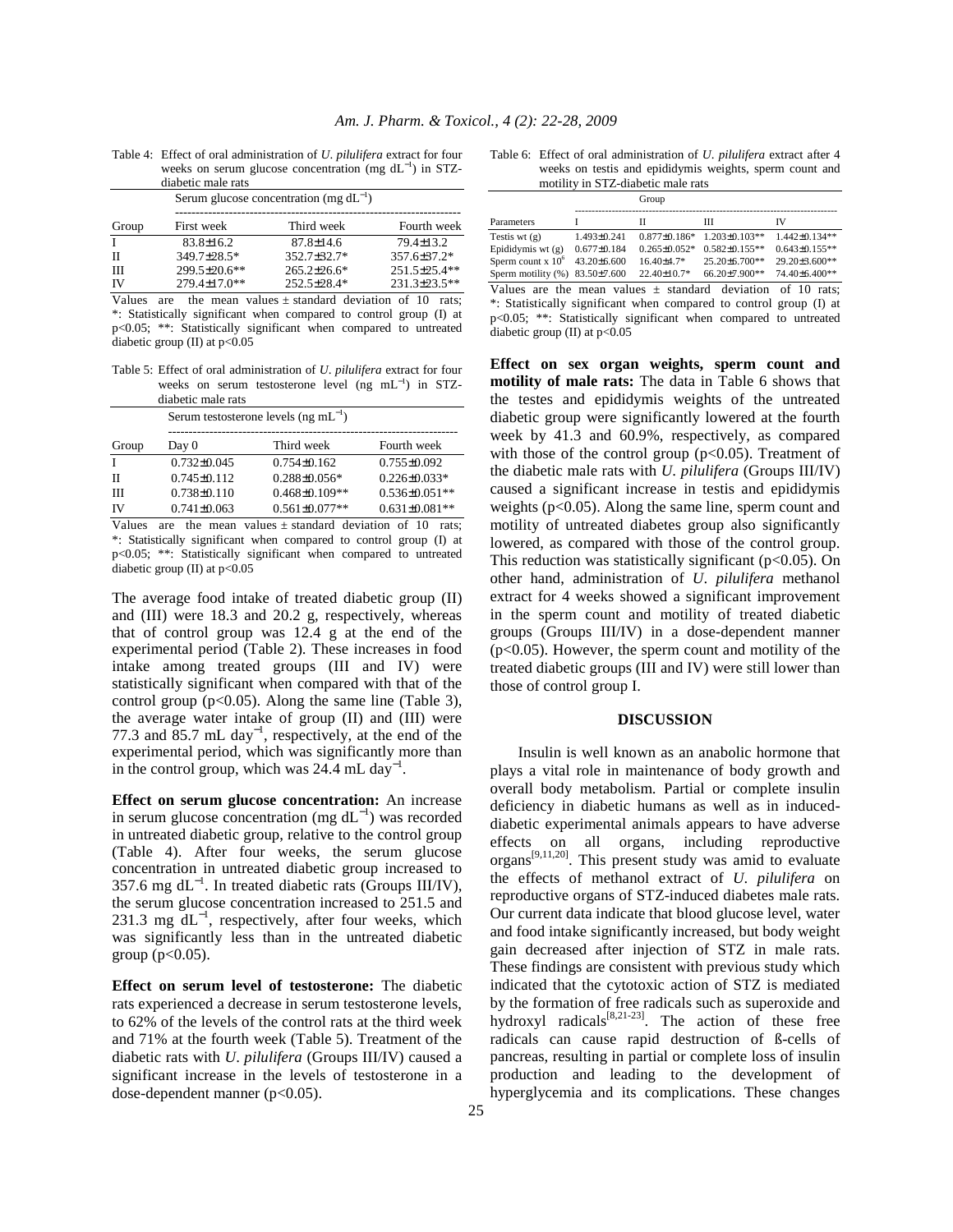Table 4: Effect of oral administration of *U. pilulifera* extract for four weeks on serum glucose concentration (mg $dL^{-1}$) in STZ-diabetic male rats

| Group | Serum glucose concentration (mg $dL^{-1}$) | | |
|---|---|---|---|
| | First week | Third week | Fourth week |
| I | 83.8±16.2 | 87.8±14.6 | 79.4±13.2 |
| II | 349.7±28.5* | 352.7±32.7* | 357.6±37.2* |
| III | 299.5±20.6** | 265.2±26.6* | 251.5±25.4** |
| IV | 279.4±17.0** | 252.5±28.4* | 231.3±23.5** |

Values are the mean values ± standard deviation of 10 rats; *: Statistically significant when compared to control group (I) at $p<0.05$; **: Statistically significant when compared to untreated diabetic group (II) at $p<0.05$

Table 5: Effect of oral administration of *U. pilulifera* extract for four weeks on serum testosterone level (ng $mL^{-1}$) in STZ-diabetic male rats

| Group | Serum testosterone levels (ng $mL^{-1}$) | | |
|---|---|---|---|
| | Day 0 | Third week | Fourth week |
| I | 0.732±0.045 | 0.754±0.162 | 0.755±0.092 |
| II | 0.745±0.112 | 0.288±0.056* | 0.226±0.033* |
| III | 0.738±0.110 | 0.468±0.109** | 0.536±0.051** |
| IV | 0.741±0.063 | 0.561±0.077** | 0.631±0.081** |

Values are the mean values ± standard deviation of 10 rats; *: Statistically significant when compared to control group (I) at $p<0.05$; **: Statistically significant when compared to untreated diabetic group (II) at $p<0.05$

The average food intake of treated diabetic group (II) and (III) were 18.3 and 20.2 g, respectively, whereas that of control group was 12.4 g at the end of the experimental period (Table 2). These increases in food intake among treated groups (III and IV) were statistically significant when compared with that of the control group ($p<0.05$). Along the same line (Table 3), the average water intake of group (II) and (III) were 77.3 and 85.7 mL $day^{-1}$, respectively, at the end of the experimental period, which was significantly more than in the control group, which was 24.4 mL $day^{-1}$.

**Effect on serum glucose concentration:** An increase in serum glucose concentration (mg $dL^{-1}$) was recorded in untreated diabetic group, relative to the control group (Table 4). After four weeks, the serum glucose concentration in untreated diabetic group increased to 357.6 mg $dL^{-1}$. In treated diabetic rats (Groups III/IV), the serum glucose concentration increased to 251.5 and 231.3 mg $dL^{-1}$, respectively, after four weeks, which was significantly less than in the untreated diabetic group ($p<0.05$).

**Effect on serum level of testosterone:** The diabetic rats experienced a decrease in serum testosterone levels, to 62% of the levels of the control rats at the third week and 71% at the fourth week (Table 5). Treatment of the diabetic rats with *U. pilulifera* (Groups III/IV) caused a significant increase in the levels of testosterone in a dose-dependent manner ($p<0.05$).

Table 6: Effect of oral administration of *U. pilulifera* extract after 4 weeks on testis and epididymis weights, sperm count and motility in STZ-diabetic male rats

| Parameters | Group | | | |
|---|---|---|---|---|
| | I | II | III | IV |
| Testis wt (g) | 1.493±0.241 | 0.877±0.186* | 1.203±0.103** | 1.442±0.134** |
| Epididymis wt (g) | 0.677±0.184 | 0.265±0.052* | 0.582±0.155** | 0.643±0.155** |
| Sperm count x $10^6$ | 43.20±6.600 | 16.40±4.7* | 25.20±6.700** | 29.20±3.600** |
| Sperm motility (%) | 83.50±7.600 | 22.40±10.7* | 66.20±7.900** | 74.40±6.400** |

Values are the mean values ± standard deviation of 10 rats; *: Statistically significant when compared to control group (I) at $p<0.05$; **: Statistically significant when compared to untreated diabetic group (II) at $p<0.05$

**Effect on sex organ weights, sperm count and motility of male rats:** The data in Table 6 shows that the testes and epididymis weights of the untreated diabetic group were significantly lowered at the fourth week by 41.3 and 60.9%, respectively, as compared with those of the control group ($p<0.05$). Treatment of the diabetic male rats with *U. pilulifera* (Groups III/IV) caused a significant increase in testis and epididymis weights ($p<0.05$). Along the same line, sperm count and motility of untreated diabetes group also significantly lowered, as compared with those of the control group. This reduction was statistically significant ($p<0.05$). On other hand, administration of *U. pilulifera* methanol extract for 4 weeks showed a significant improvement in the sperm count and motility of treated diabetic groups (Groups III/IV) in a dose-dependent manner ($p<0.05$). However, the sperm count and motility of the treated diabetic groups (III and IV) were still lower than those of control group I.

## DISCUSSION

Insulin is well known as an anabolic hormone that plays a vital role in maintenance of body growth and overall body metabolism. Partial or complete insulin deficiency in diabetic humans as well as in induced-diabetic experimental animals appears to have adverse effects on all organs, including reproductive organs[9,11,20]. This present study was amid to evaluate the effects of methanol extract of *U. pilulifera* on reproductive organs of STZ-induced diabetes male rats. Our current data indicate that blood glucose level, water and food intake significantly increased, but body weight gain decreased after injection of STZ in male rats. These findings are consistent with previous study which indicated that the cytotoxic action of STZ is mediated by the formation of free radicals such as superoxide and hydroxyl radicals[8,21-23]. The action of these free radicals can cause rapid destruction of ß-cells of pancreas, resulting in partial or complete loss of insulin production and leading to the development of hyperglycemia and its complications. These changes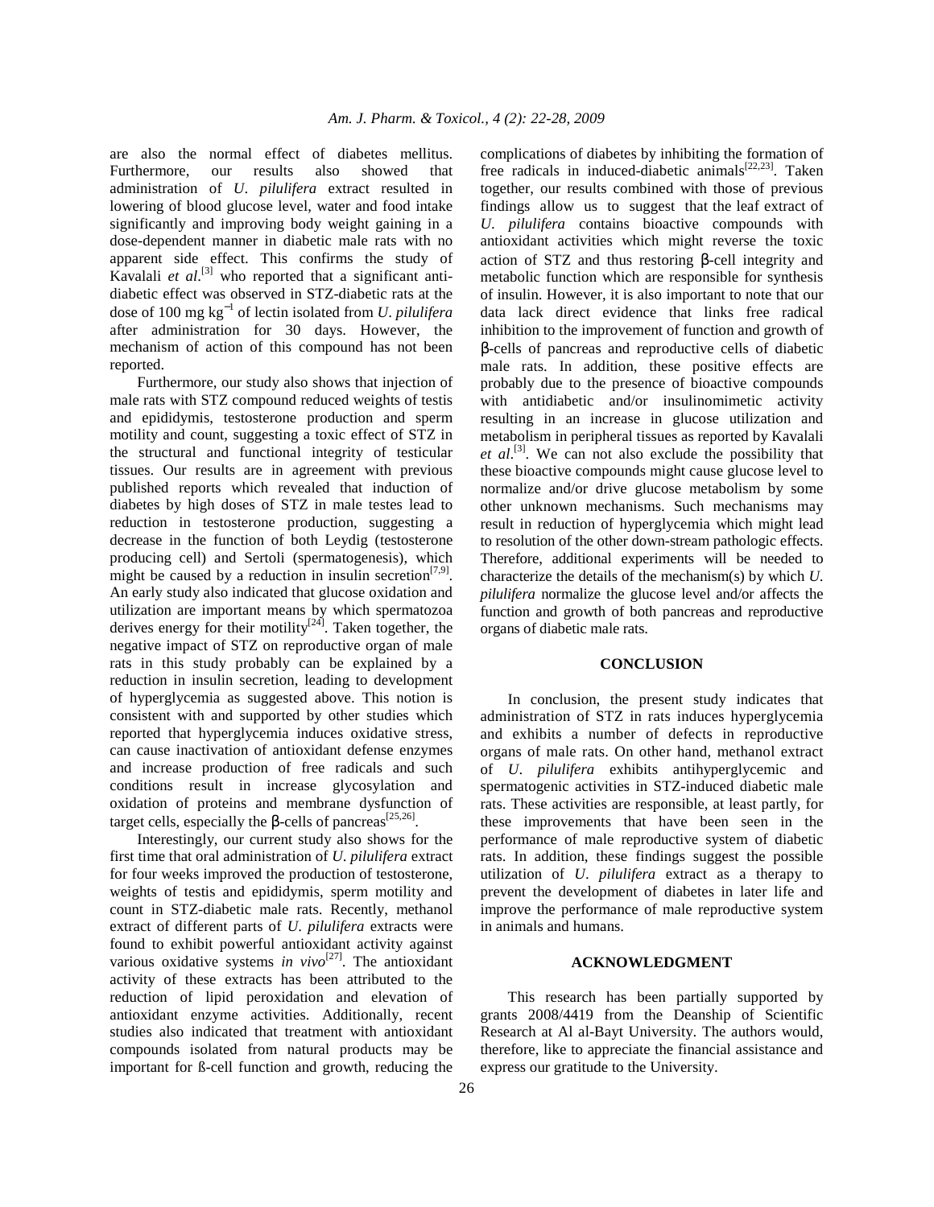are also the normal effect of diabetes mellitus. Furthermore, our results also showed that administration of *U. pilulifera* extract resulted in lowering of blood glucose level, water and food intake significantly and improving body weight gaining in a dose-dependent manner in diabetic male rats with no apparent side effect. This confirms the study of Kavalali *et al*.[3] who reported that a significant anti-diabetic effect was observed in STZ-diabetic rats at the dose of 100 mg $kg^{-1}$ of lectin isolated from *U. pilulifera* after administration for 30 days. However, the mechanism of action of this compound has not been reported.

Furthermore, our study also shows that injection of male rats with STZ compound reduced weights of testis and epididymis, testosterone production and sperm motility and count, suggesting a toxic effect of STZ in the structural and functional integrity of testicular tissues. Our results are in agreement with previous published reports which revealed that induction of diabetes by high doses of STZ in male testes lead to reduction in testosterone production, suggesting a decrease in the function of both Leydig (testosterone producing cell) and Sertoli (spermatogenesis), which might be caused by a reduction in insulin secretion[7,9]. An early study also indicated that glucose oxidation and utilization are important means by which spermatozoa derives energy for their motility[24]. Taken together, the negative impact of STZ on reproductive organ of male rats in this study probably can be explained by a reduction in insulin secretion, leading to development of hyperglycemia as suggested above. This notion is consistent with and supported by other studies which reported that hyperglycemia induces oxidative stress, can cause inactivation of antioxidant defense enzymes and increase production of free radicals and such conditions result in increase glycosylation and oxidation of proteins and membrane dysfunction of target cells, especially the β-cells of pancreas[25,26].

Interestingly, our current study also shows for the first time that oral administration of *U. pilulifera* extract for four weeks improved the production of testosterone, weights of testis and epididymis, sperm motility and count in STZ-diabetic male rats. Recently, methanol extract of different parts of *U. pilulifera* extracts were found to exhibit powerful antioxidant activity against various oxidative systems *in vivo*[27]. The antioxidant activity of these extracts has been attributed to the reduction of lipid peroxidation and elevation of antioxidant enzyme activities. Additionally, recent studies also indicated that treatment with antioxidant compounds isolated from natural products may be important for ß-cell function and growth, reducing the complications of diabetes by inhibiting the formation of free radicals in induced-diabetic animals[22,23]. Taken together, our results combined with those of previous findings allow us to suggest that the leaf extract of *U. pilulifera* contains bioactive compounds with antioxidant activities which might reverse the toxic action of STZ and thus restoring β-cell integrity and metabolic function which are responsible for synthesis of insulin. However, it is also important to note that our data lack direct evidence that links free radical inhibition to the improvement of function and growth of β-cells of pancreas and reproductive cells of diabetic male rats. In addition, these positive effects are probably due to the presence of bioactive compounds with antidiabetic and/or insulinomimetic activity resulting in an increase in glucose utilization and metabolism in peripheral tissues as reported by Kavalali *et al*.[3]. We can not also exclude the possibility that these bioactive compounds might cause glucose level to normalize and/or drive glucose metabolism by some other unknown mechanisms. Such mechanisms may result in reduction of hyperglycemia which might lead to resolution of the other down-stream pathologic effects. Therefore, additional experiments will be needed to characterize the details of the mechanism(s) by which *U. pilulifera* normalize the glucose level and/or affects the function and growth of both pancreas and reproductive organs of diabetic male rats.

## CONCLUSION

In conclusion, the present study indicates that administration of STZ in rats induces hyperglycemia and exhibits a number of defects in reproductive organs of male rats. On other hand, methanol extract of *U. pilulifera* exhibits antihyperglycemic and spermatogenic activities in STZ-induced diabetic male rats. These activities are responsible, at least partly, for these improvements that have been seen in the performance of male reproductive system of diabetic rats. In addition, these findings suggest the possible utilization of *U. pilulifera* extract as a therapy to prevent the development of diabetes in later life and improve the performance of male reproductive system in animals and humans.

## ACKNOWLEDGMENT

This research has been partially supported by grants 2008/4419 from the Deanship of Scientific Research at Al al-Bayt University. The authors would, therefore, like to appreciate the financial assistance and express our gratitude to the University.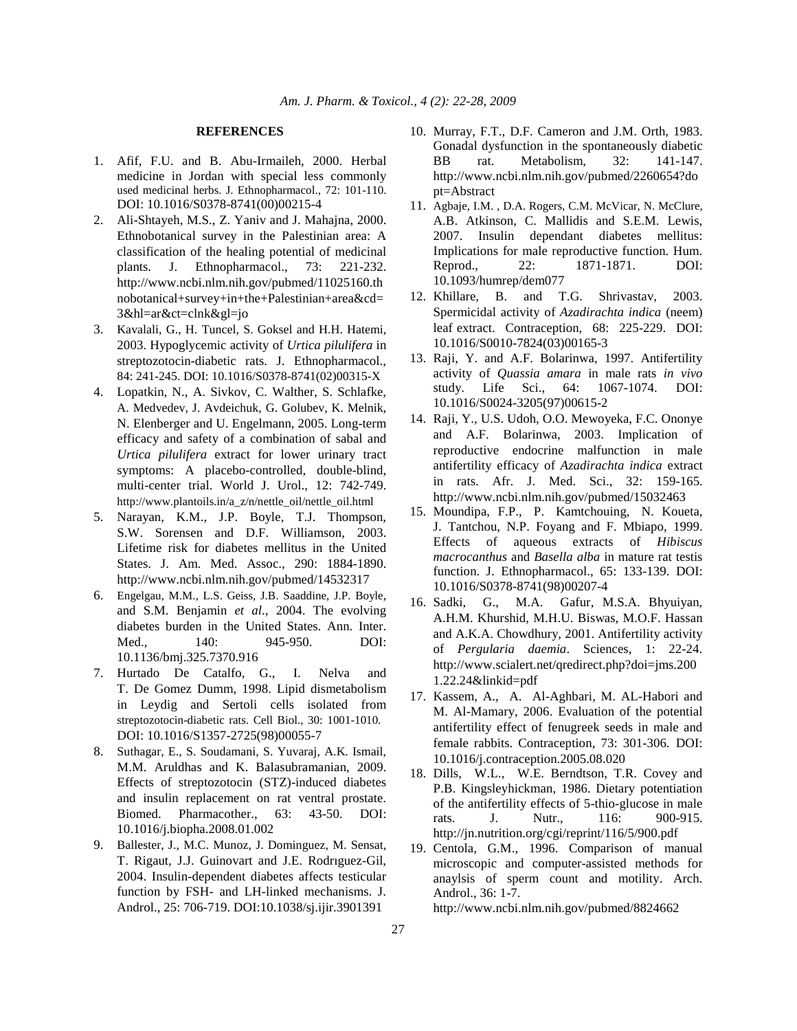## REFERENCES

1. Afif, F.U. and B. Abu-Irmaileh, 2000. Herbal medicine in Jordan with special less commonly used medicinal herbs. J. Ethnopharmacol., 72: 101-110. DOI: 10.1016/S0378-8741(00)00215-4
2. Ali-Shtayeh, M.S., Z. Yaniv and J. Mahajna, 2000. Ethnobotanical survey in the Palestinian area: A classification of the healing potential of medicinal plants. J. Ethnopharmacol., 73: 221-232. http://www.ncbi.nlm.nih.gov/pubmed/11025160.thnobotanical+survey+in+the+Palestinian+area&cd=3&hl=ar&ct=clnk&gl=jo
3. Kavalali, G., H. Tuncel, S. Goksel and H.H. Hatemi, 2003. Hypoglycemic activity of *Urtica pilulifera* in streptozotocin-diabetic rats. J. Ethnopharmacol., 84: 241-245. DOI: 10.1016/S0378-8741(02)00315-X
4. Lopatkin, N., A. Sivkov, C. Walther, S. Schlafke, A. Medvedev, J. Avdeichuk, G. Golubev, K. Melnik, N. Elenberger and U. Engelmann, 2005. Long-term efficacy and safety of a combination of sabal and *Urtica pilulifera* extract for lower urinary tract symptoms: A placebo-controlled, double-blind, multi-center trial. World J. Urol., 12: 742-749. http://www.plantoils.in/a_z/n/nettle_oil/nettle_oil.html
5. Narayan, K.M., J.P. Boyle, T.J. Thompson, S.W. Sorensen and D.F. Williamson, 2003. Lifetime risk for diabetes mellitus in the United States. J. Am. Med. Assoc., 290: 1884-1890. http://www.ncbi.nlm.nih.gov/pubmed/14532317
6. Engelgau, M.M., L.S. Geiss, J.B. Saaddine, J.P. Boyle, and S.M. Benjamin *et al*., 2004. The evolving diabetes burden in the United States. Ann. Inter. Med., 140: 945-950. DOI: 10.1136/bmj.325.7370.916
7. Hurtado De Catalfo, G., I. Nelva and T. De Gomez Dumm, 1998. Lipid dismetabolism in Leydig and Sertoli cells isolated from streptozotocin-diabetic rats. Cell Biol., 30: 1001-1010. DOI: 10.1016/S1357-2725(98)00055-7
8. Suthagar, E., S. Soudamani, S. Yuvaraj, A.K. Ismail, M.M. Aruldhas and K. Balasubramanian, 2009. Effects of streptozotocin (STZ)-induced diabetes and insulin replacement on rat ventral prostate. Biomed. Pharmacother., 63: 43-50. DOI: 10.1016/j.biopha.2008.01.002
9. Ballester, J., M.C. Munoz, J. Dominguez, M. Sensat, T. Rigaut, J.J. Guinovart and J.E. Rodrıguez-Gil, 2004. Insulin-dependent diabetes affects testicular function by FSH- and LH-linked mechanisms. J. Androl., 25: 706-719. DOI:10.1038/sj.ijir.3901391
10. Murray, F.T., D.F. Cameron and J.M. Orth, 1983. Gonadal dysfunction in the spontaneously diabetic BB rat. Metabolism, 32: 141-147. http://www.ncbi.nlm.nih.gov/pubmed/2260654?dopt=Abstract
11. Agbaje, I.M. , D.A. Rogers, C.M. McVicar, N. McClure, A.B. Atkinson, C. Mallidis and S.E.M. Lewis, 2007. Insulin dependant diabetes mellitus: Implications for male reproductive function. Hum. Reprod., 22: 1871-1871. DOI: 10.1093/humrep/dem077
12. Khillare, B. and T.G. Shrivastav, 2003. Spermicidal activity of *Azadirachta indica* (neem) leaf extract. Contraception, 68: 225-229. DOI: 10.1016/S0010-7824(03)00165-3
13. Raji, Y. and A.F. Bolarinwa, 1997. Antifertility activity of *Quassia amara* in male rats *in vivo* study. Life Sci., 64: 1067-1074. DOI: 10.1016/S0024-3205(97)00615-2
14. Raji, Y., U.S. Udoh, O.O. Mewoyeka, F.C. Ononye and A.F. Bolarinwa, 2003. Implication of reproductive endocrine malfunction in male antifertility efficacy of *Azadirachta indica* extract in rats. Afr. J. Med. Sci., 32: 159-165. http://www.ncbi.nlm.nih.gov/pubmed/15032463
15. Moundipa, F.P., P. Kamtchouing, N. Koueta, J. Tantchou, N.P. Foyang and F. Mbiapo, 1999. Effects of aqueous extracts of *Hibiscus macrocanthus* and *Basella alba* in mature rat testis function. J. Ethnopharmacol., 65: 133-139. DOI: 10.1016/S0378-8741(98)00207-4
16. Sadki, G., M.A. Gafur, M.S.A. Bhyuiyan, A.H.M. Khurshid, M.H.U. Biswas, M.O.F. Hassan and A.K.A. Chowdhury, 2001. Antifertility activity of *Pergularia daemia*. Sciences, 1: 22-24. http://www.scialert.net/qredirect.php?doi=jms.2001.22.24&linkid=pdf
17. Kassem, A., A. Al-Aghbari, M. AL-Habori and M. Al-Mamary, 2006. Evaluation of the potential antifertility effect of fenugreek seeds in male and female rabbits. Contraception, 73: 301-306. DOI: 10.1016/j.contraception.2005.08.020
18. Dills, W.L., W.E. Berndtson, T.R. Covey and P.B. Kingsleyhickman, 1986. Dietary potentiation of the antifertility effects of 5-thio-glucose in male rats. J. Nutr., 116: 900-915. http://jn.nutrition.org/cgi/reprint/116/5/900.pdf
19. Centola, G.M., 1996. Comparison of manual microscopic and computer-assisted methods for anaylsis of sperm count and motility. Arch. Androl., 36: 1-7. http://www.ncbi.nlm.nih.gov/pubmed/8824662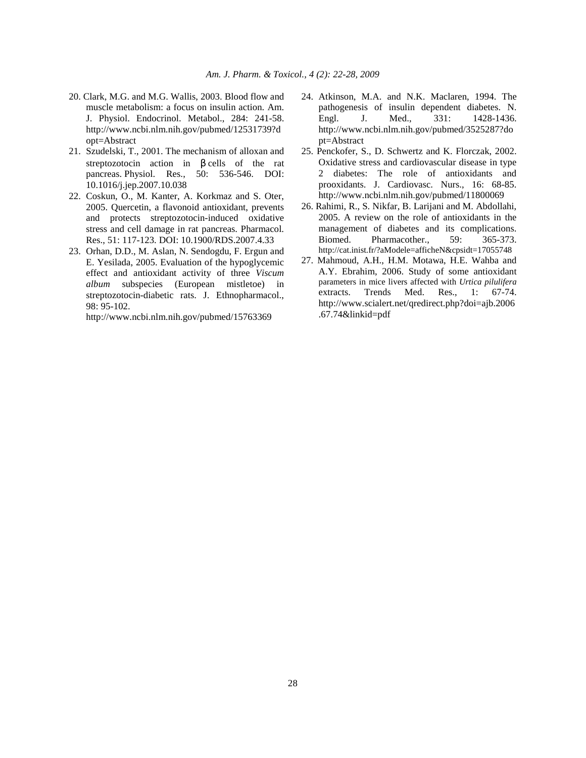20. Clark, M.G. and M.G. Wallis, 2003. Blood flow and muscle metabolism: a focus on insulin action. Am. J. Physiol. Endocrinol. Metabol., 284: 241-58. http://www.ncbi.nlm.nih.gov/pubmed/12531739?dopt=Abstract
21. Szudelski, T., 2001. The mechanism of alloxan and streptozotocin action in β cells of the rat pancreas. Physiol. Res., 50: 536-546. DOI: 10.1016/j.jep.2007.10.038
22. Coskun, O., M. Kanter, A. Korkmaz and S. Oter, 2005. Quercetin, a flavonoid antioxidant, prevents and protects streptozotocin-induced oxidative stress and cell damage in rat pancreas. Pharmacol. Res., 51: 117-123. DOI: 10.1900/RDS.2007.4.33
23. Orhan, D.D., M. Aslan, N. Sendogdu, F. Ergun and E. Yesilada, 2005. Evaluation of the hypoglycemic effect and antioxidant activity of three *Viscum album* subspecies (European mistletoe) in streptozotocin-diabetic rats. J. Ethnopharmacol., 98: 95-102. http://www.ncbi.nlm.nih.gov/pubmed/15763369
24. Atkinson, M.A. and N.K. Maclaren, 1994. The pathogenesis of insulin dependent diabetes. N. Engl. J. Med., 331: 1428-1436. http://www.ncbi.nlm.nih.gov/pubmed/3525287?dopt=Abstract
25. Penckofer, S., D. Schwertz and K. Florczak, 2002. Oxidative stress and cardiovascular disease in type 2 diabetes: The role of antioxidants and prooxidants. J. Cardiovasc. Nurs., 16: 68-85. http://www.ncbi.nlm.nih.gov/pubmed/11800069
26. Rahimi, R., S. Nikfar, B. Larijani and M. Abdollahi, 2005. A review on the role of antioxidants in the management of diabetes and its complications. Biomed. Pharmacother., 59: 365-373. http://cat.inist.fr/?aModele=afficheN&cpsidt=17055748
27. Mahmoud, A.H., H.M. Motawa, H.E. Wahba and A.Y. Ebrahim, 2006. Study of some antioxidant parameters in mice livers affected with *Urtica pilulifera* extracts. Trends Med. Res., 1: 67-74. http://www.scialert.net/qredirect.php?doi=ajb.2006.67.74&linkid=pdf